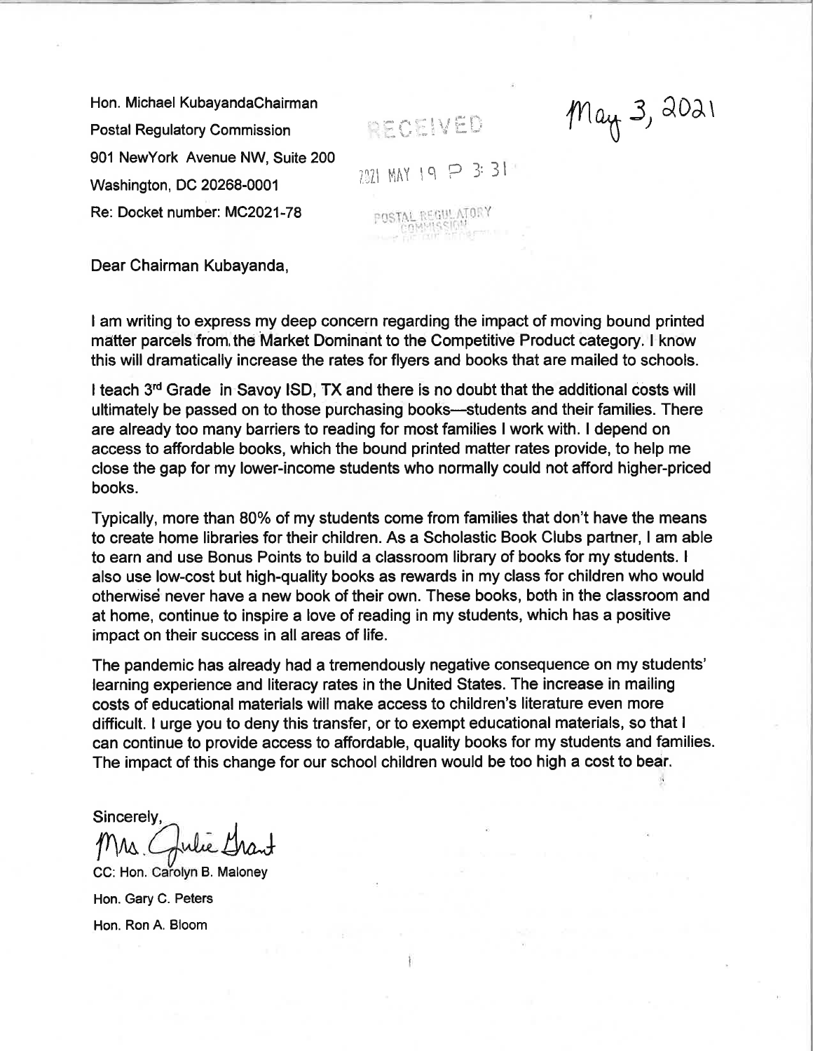Hon. Michael KubayandaChairman

Postal Regulatory Commission

901 NewYork Avenue NW, Suite 200

Washington, DC 20268-0001

Re: Docket number: MC2021-78

RECEIVED

2021 MAY 19 P 3: 31

POSTAL REGULATORY COMMISSION

May 3, 2021

Dear Chairman Kubayanda,

I am writing to express my deep concern regarding the impact of moving bound printed matter parcels from the Market Dominant to the Competitive Product category. I know this will dramatically increase the rates for flyers and books that are mailed to schools.

I teach 3rd Grade in Savoy ISD, TX and there is no doubt that the additional costs will ultimately be passed on to those purchasing books—students and their families. There are already too many barriers to reading for most families I work with. I depend on access to affordable books, which the bound printed matter rates provide, to help me close the gap for my lower-income students who normally could not afford higher-priced books.

Typically, more than 80% of my students come from families that don't have the means to create home libraries for their children. As a Scholastic Book Clubs partner, I am able to earn and use Bonus Points to build a classroom library of books for my students. I also use low-cost but high-quality books as rewards in my class for children who would otherwise never have a new book of their own. These books, both in the classroom and at home, continue to inspire a love of reading in my students, which has a positive impact on their success in all areas of life.

The pandemic has already had a tremendously negative consequence on my students' learning experience and literacy rates in the United States. The increase in mailing costs of educational materials will make access to children's literature even more difficult. I urge you to deny this transfer, or to exempt educational materials, so that I can continue to provide access to affordable, quality books for my students and families. The impact of this change for our school children would be too high a cost to bear.

Sincerely,

Mrs. Julie Grant

CC: Hon. Carolyn B. Maloney

Hon. Gary C. Peters

Hon. Ron A. Bloom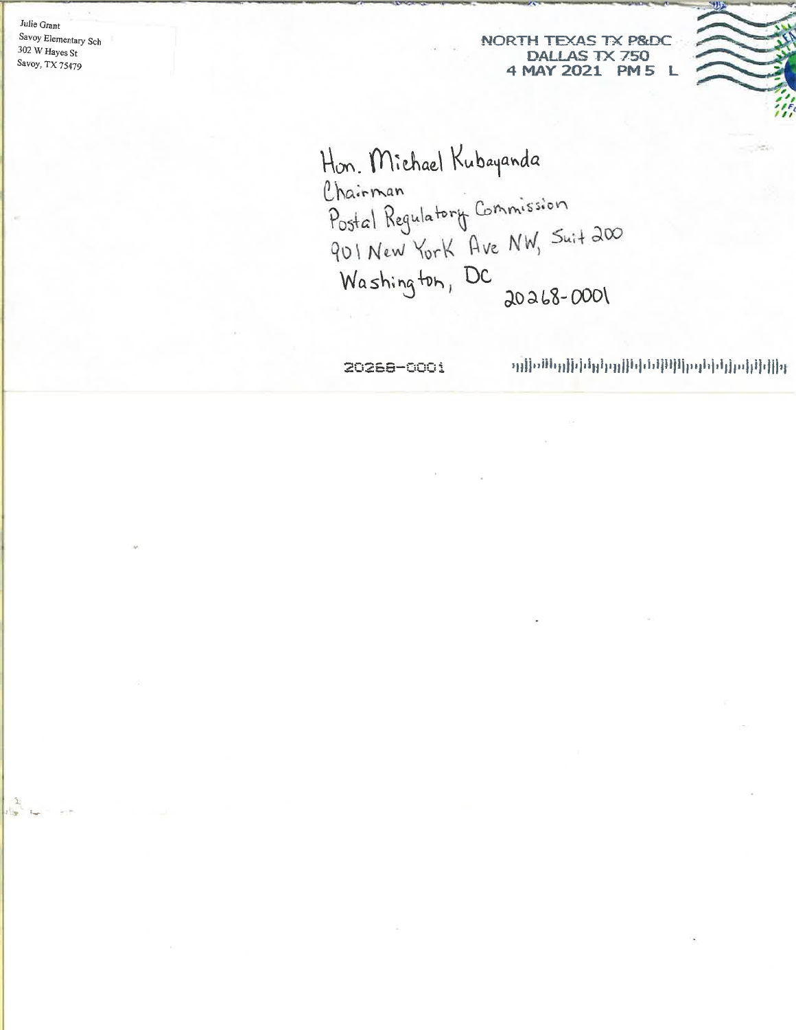Julie Grant
Savoy Elementary Sch
302 W Hayes St
Savoy, TX 75479

NORTH TEXAS TX P&DC
DALLAS TX 750
4 MAY 2021 PM 5 L

Hon. Michael Kubayanda
Chairman
Postal Regulatory Commission
901 New York Ave NW, Suit 200
Washington, DC 20268-0001

20268-0001